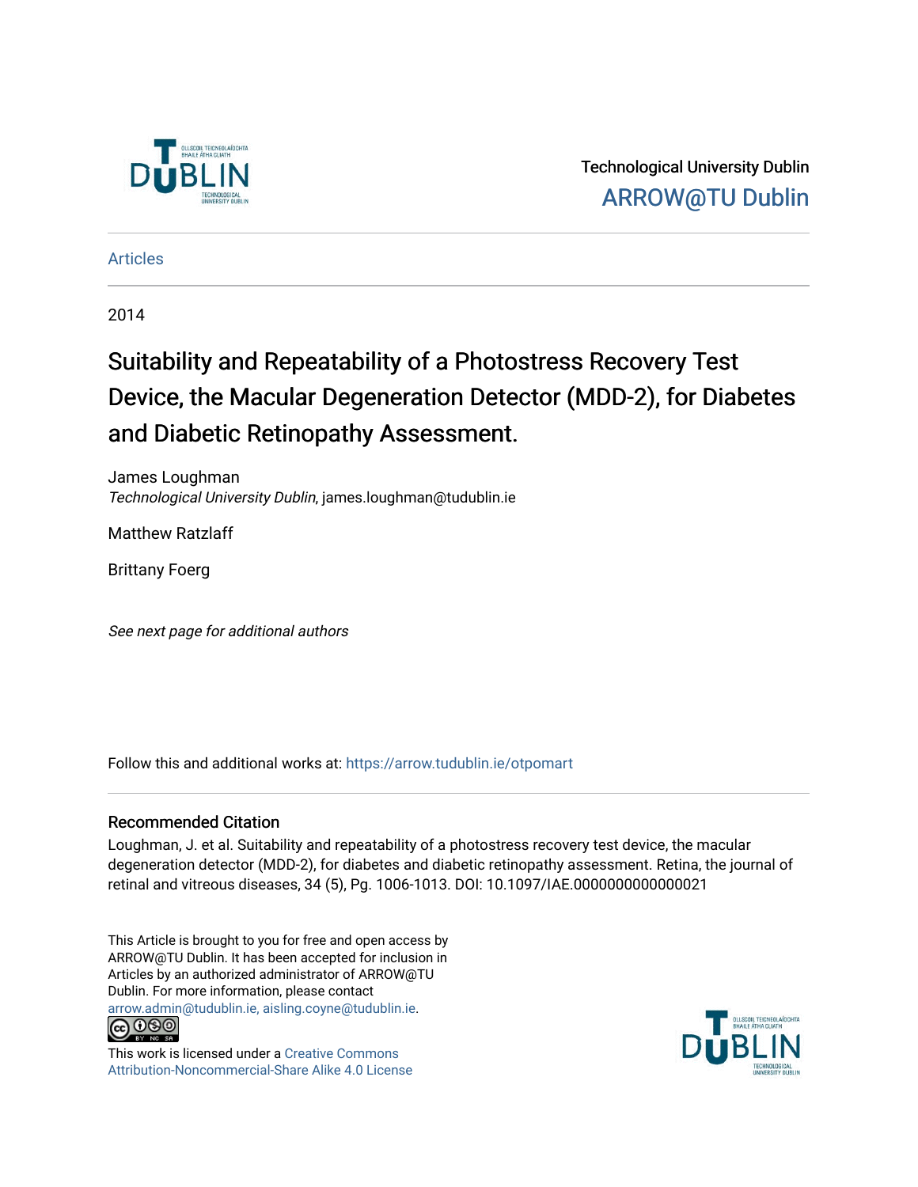Technological University Dublin
ARROW@TU Dublin

Articles

2014

# Suitability and Repeatability of a Photostress Recovery Test Device, the Macular Degeneration Detector (MDD-2), for Diabetes and Diabetic Retinopathy Assessment.

James Loughman
*Technological University Dublin*, james.loughman@tudublin.ie

Matthew Ratzlaff

Brittany Foerg

*See next page for additional authors*

Follow this and additional works at: https://arrow.tudublin.ie/otpomart

## Recommended Citation

Loughman, J. et al. Suitability and repeatability of a photostress recovery test device, the macular degeneration detector (MDD-2), for diabetes and diabetic retinopathy assessment. Retina, the journal of retinal and vitreous diseases, 34 (5), Pg. 1006-1013. DOI: 10.1097/IAE.0000000000000021

This Article is brought to you for free and open access by ARROW@TU Dublin. It has been accepted for inclusion in Articles by an authorized administrator of ARROW@TU Dublin. For more information, please contact arrow.admin@tudublin.ie, aisling.coyne@tudublin.ie.

This work is licensed under a Creative Commons Attribution-Noncommercial-Share Alike 4.0 License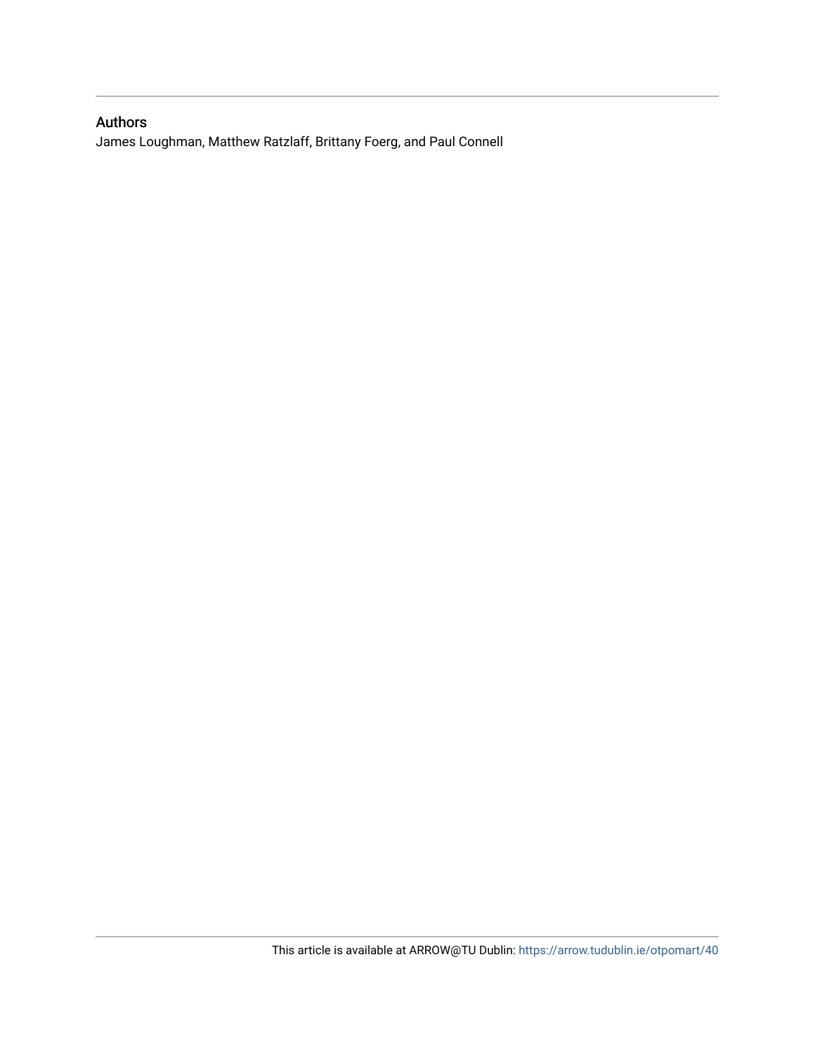## Authors

James Loughman, Matthew Ratzlaff, Brittany Foerg, and Paul Connell

This article is available at ARROW@TU Dublin: https://arrow.tudublin.ie/otpomart/40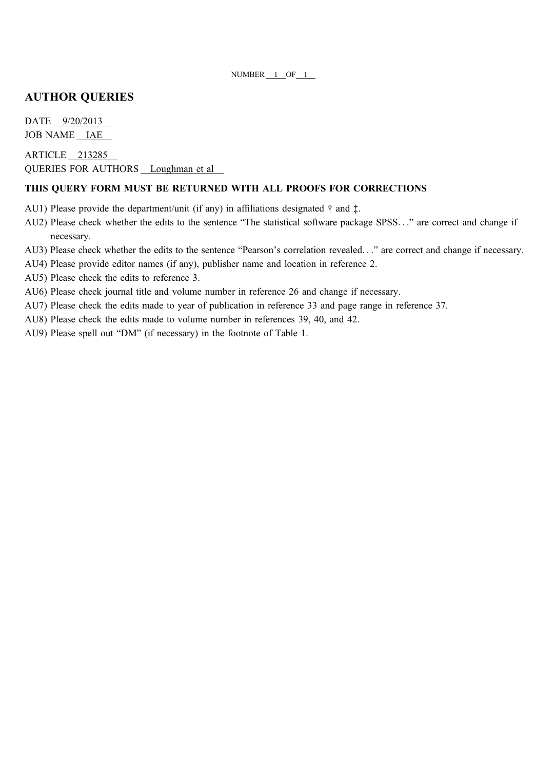NUMBER 1 OF 1

## AUTHOR QUERIES

DATE 9/20/2013
JOB NAME IAE

ARTICLE 213285
QUERIES FOR AUTHORS Loughman et al

**THIS QUERY FORM MUST BE RETURNED WITH ALL PROOFS FOR CORRECTIONS**

AU1) Please provide the department/unit (if any) in affiliations designated † and ‡.
AU2) Please check whether the edits to the sentence "The statistical software package SPSS..." are correct and change if necessary.
AU3) Please check whether the edits to the sentence "Pearson's correlation revealed..." are correct and change if necessary.
AU4) Please provide editor names (if any), publisher name and location in reference 2.
AU5) Please check the edits to reference 3.
AU6) Please check journal title and volume number in reference 26 and change if necessary.
AU7) Please check the edits made to year of publication in reference 33 and page range in reference 37.
AU8) Please check the edits made to volume number in references 39, 40, and 42.
AU9) Please spell out "DM" (if necessary) in the footnote of Table 1.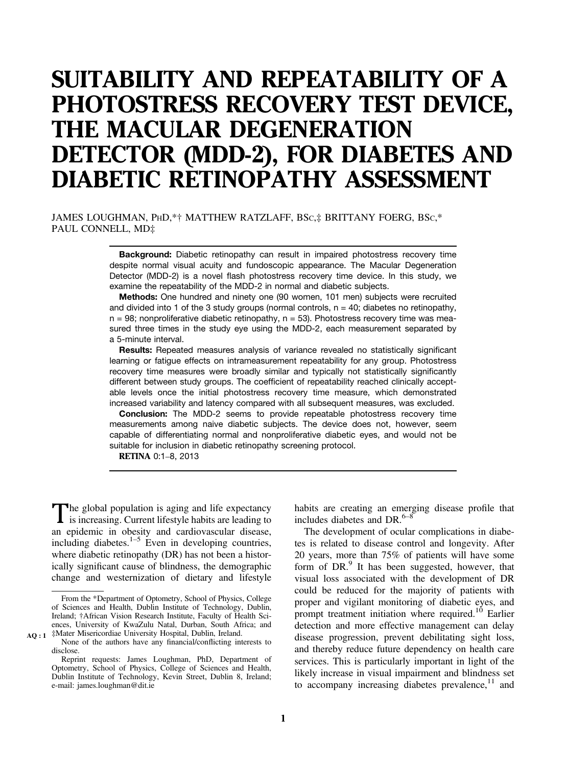# SUITABILITY AND REPEATABILITY OF A PHOTOSTRESS RECOVERY TEST DEVICE, THE MACULAR DEGENERATION DETECTOR (MDD-2), FOR DIABETES AND DIABETIC RETINOPATHY ASSESSMENT

JAMES LOUGHMAN, PhD,*† MATTHEW RATZLAFF, BSc,‡ BRITTANY FOERG, BSc,* PAUL CONNELL, MD‡

**Background:** Diabetic retinopathy can result in impaired photostress recovery time despite normal visual acuity and fundoscopic appearance. The Macular Degeneration Detector (MDD-2) is a novel flash photostress recovery time device. In this study, we examine the repeatability of the MDD-2 in normal and diabetic subjects.

**Methods:** One hundred and ninety one (90 women, 101 men) subjects were recruited and divided into 1 of the 3 study groups (normal controls, n = 40; diabetes no retinopathy, n = 98; nonproliferative diabetic retinopathy, n = 53). Photostress recovery time was measured three times in the study eye using the MDD-2, each measurement separated by a 5-minute interval.

**Results:** Repeated measures analysis of variance revealed no statistically significant learning or fatigue effects on intrameasurement repeatability for any group. Photostress recovery time measures were broadly similar and typically not statistically significantly different between study groups. The coefficient of repeatability reached clinically acceptable levels once the initial photostress recovery time measure, which demonstrated increased variability and latency compared with all subsequent measures, was excluded.

**Conclusion:** The MDD-2 seems to provide repeatable photostress recovery time measurements among naive diabetic subjects. The device does not, however, seem capable of differentiating normal and nonproliferative diabetic eyes, and would not be suitable for inclusion in diabetic retinopathy screening protocol.

**RETINA** 0:1–8, 2013

The global population is aging and life expectancy is increasing. Current lifestyle habits are leading to an epidemic in obesity and cardiovascular disease, including diabetes.[1–5] Even in developing countries, where diabetic retinopathy (DR) has not been a historically significant cause of blindness, the demographic change and westernization of dietary and lifestyle habits are creating an emerging disease profile that includes diabetes and DR.[6–8]

The development of ocular complications in diabetes is related to disease control and longevity. After 20 years, more than 75% of patients will have some form of DR.[9] It has been suggested, however, that visual loss associated with the development of DR could be reduced for the majority of patients with proper and vigilant monitoring of diabetic eyes, and prompt treatment initiation where required.[10] Earlier detection and more effective management can delay disease progression, prevent debilitating sight loss, and thereby reduce future dependency on health care services. This is particularly important in light of the likely increase in visual impairment and blindness set to accompany increasing diabetes prevalence,[11] and

From the *Department of Optometry, School of Physics, College of Sciences and Health, Dublin Institute of Technology, Dublin, Ireland; †African Vision Research Institute, Faculty of Health Sciences, University of KwaZulu Natal, Durban, South Africa; and ‡Mater Misericordiae University Hospital, Dublin, Ireland.

None of the authors have any financial/conflicting interests to disclose.

Reprint requests: James Loughman, PhD, Department of Optometry, School of Physics, College of Sciences and Health, Dublin Institute of Technology, Kevin Street, Dublin 8, Ireland; e-mail: james.loughman@dit.ie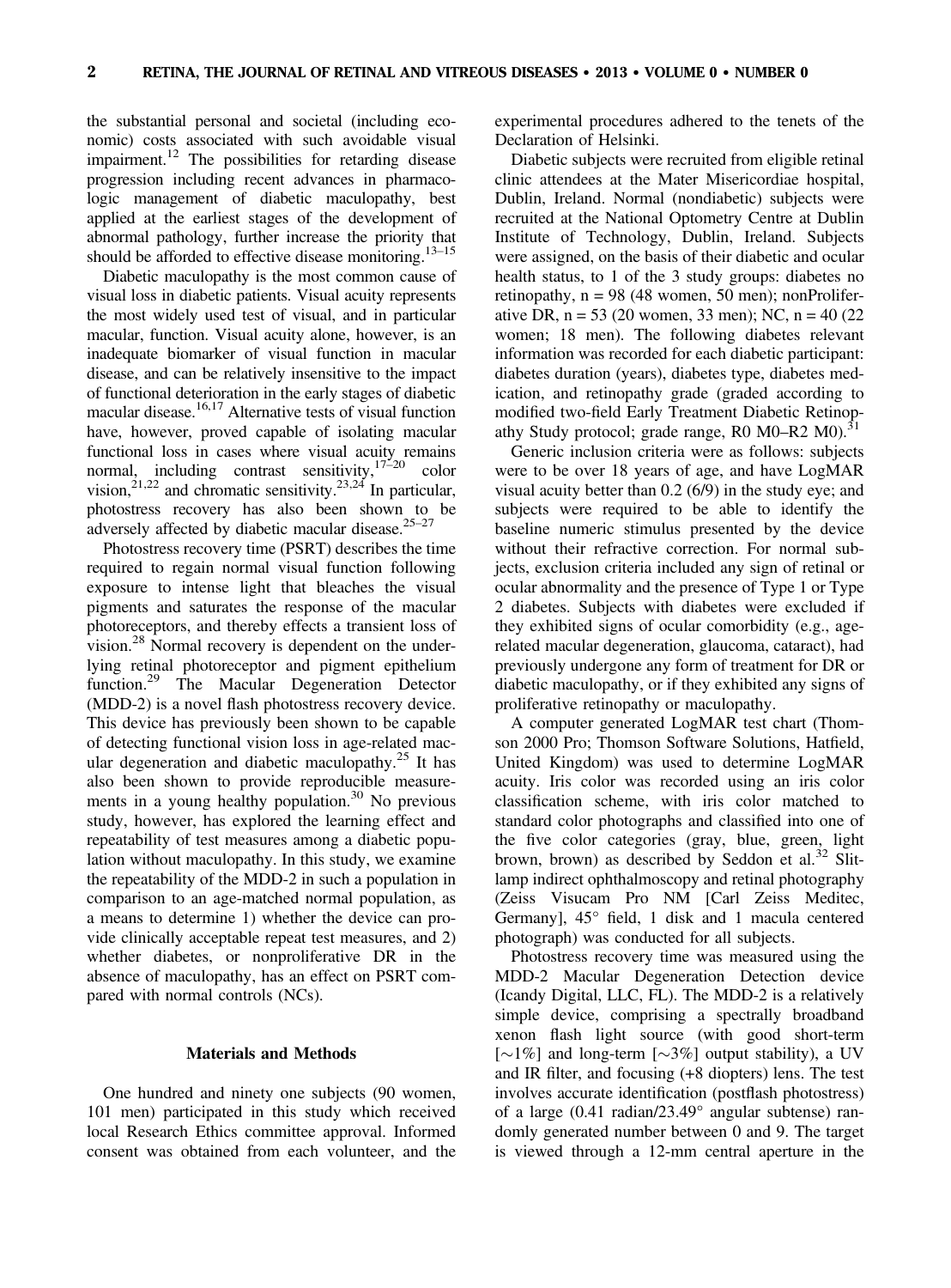the substantial personal and societal (including economic) costs associated with such avoidable visual impairment.[12] The possibilities for retarding disease progression including recent advances in pharmacologic management of diabetic maculopathy, best applied at the earliest stages of the development of abnormal pathology, further increase the priority that should be afforded to effective disease monitoring.[13–15]

Diabetic maculopathy is the most common cause of visual loss in diabetic patients. Visual acuity represents the most widely used test of visual, and in particular macular, function. Visual acuity alone, however, is an inadequate biomarker of visual function in macular disease, and can be relatively insensitive to the impact of functional deterioration in the early stages of diabetic macular disease.[16,17] Alternative tests of visual function have, however, proved capable of isolating macular functional loss in cases where visual acuity remains normal, including contrast sensitivity,[17–20] color vision,[21,22] and chromatic sensitivity.[23,24] In particular, photostress recovery has also been shown to be adversely affected by diabetic macular disease.[25–27]

Photostress recovery time (PSRT) describes the time required to regain normal visual function following exposure to intense light that bleaches the visual pigments and saturates the response of the macular photoreceptors, and thereby effects a transient loss of vision.[28] Normal recovery is dependent on the underlying retinal photoreceptor and pigment epithelium function.[29] The Macular Degeneration Detector (MDD-2) is a novel flash photostress recovery device. This device has previously been shown to be capable of detecting functional vision loss in age-related macular degeneration and diabetic maculopathy.[25] It has also been shown to provide reproducible measurements in a young healthy population.[30] No previous study, however, has explored the learning effect and repeatability of test measures among a diabetic population without maculopathy. In this study, we examine the repeatability of the MDD-2 in such a population in comparison to an age-matched normal population, as a means to determine 1) whether the device can provide clinically acceptable repeat test measures, and 2) whether diabetes, or nonproliferative DR in the absence of maculopathy, has an effect on PSRT compared with normal controls (NCs).

## Materials and Methods

One hundred and ninety one subjects (90 women, 101 men) participated in this study which received local Research Ethics committee approval. Informed consent was obtained from each volunteer, and the experimental procedures adhered to the tenets of the Declaration of Helsinki.

Diabetic subjects were recruited from eligible retinal clinic attendees at the Mater Misericordiae hospital, Dublin, Ireland. Normal (nondiabetic) subjects were recruited at the National Optometry Centre at Dublin Institute of Technology, Dublin, Ireland. Subjects were assigned, on the basis of their diabetic and ocular health status, to 1 of the 3 study groups: diabetes no retinopathy, n = 98 (48 women, 50 men); nonProliferative DR, n = 53 (20 women, 33 men); NC, n = 40 (22 women; 18 men). The following diabetes relevant information was recorded for each diabetic participant: diabetes duration (years), diabetes type, diabetes medication, and retinopathy grade (graded according to modified two-field Early Treatment Diabetic Retinopathy Study protocol; grade range, R0 M0–R2 M0).[31]

Generic inclusion criteria were as follows: subjects were to be over 18 years of age, and have LogMAR visual acuity better than 0.2 (6/9) in the study eye; and subjects were required to be able to identify the baseline numeric stimulus presented by the device without their refractive correction. For normal subjects, exclusion criteria included any sign of retinal or ocular abnormality and the presence of Type 1 or Type 2 diabetes. Subjects with diabetes were excluded if they exhibited signs of ocular comorbidity (e.g., age-related macular degeneration, glaucoma, cataract), had previously undergone any form of treatment for DR or diabetic maculopathy, or if they exhibited any signs of proliferative retinopathy or maculopathy.

A computer generated LogMAR test chart (Thomson 2000 Pro; Thomson Software Solutions, Hatfield, United Kingdom) was used to determine LogMAR acuity. Iris color was recorded using an iris color classification scheme, with iris color matched to standard color photographs and classified into one of the five color categories (gray, blue, green, light brown, brown) as described by Seddon et al.[32] Slit-lamp indirect ophthalmoscopy and retinal photography (Zeiss Visucam Pro NM [Carl Zeiss Meditec, Germany], 45° field, 1 disk and 1 macula centered photograph) was conducted for all subjects.

Photostress recovery time was measured using the MDD-2 Macular Degeneration Detection device (Icandy Digital, LLC, FL). The MDD-2 is a relatively simple device, comprising a spectrally broadband xenon flash light source (with good short-term [~1%] and long-term [~3%] output stability), a UV and IR filter, and focusing (+8 diopters) lens. The test involves accurate identification (postflash photostress) of a large (0.41 radian/23.49° angular subtense) randomly generated number between 0 and 9. The target is viewed through a 12-mm central aperture in the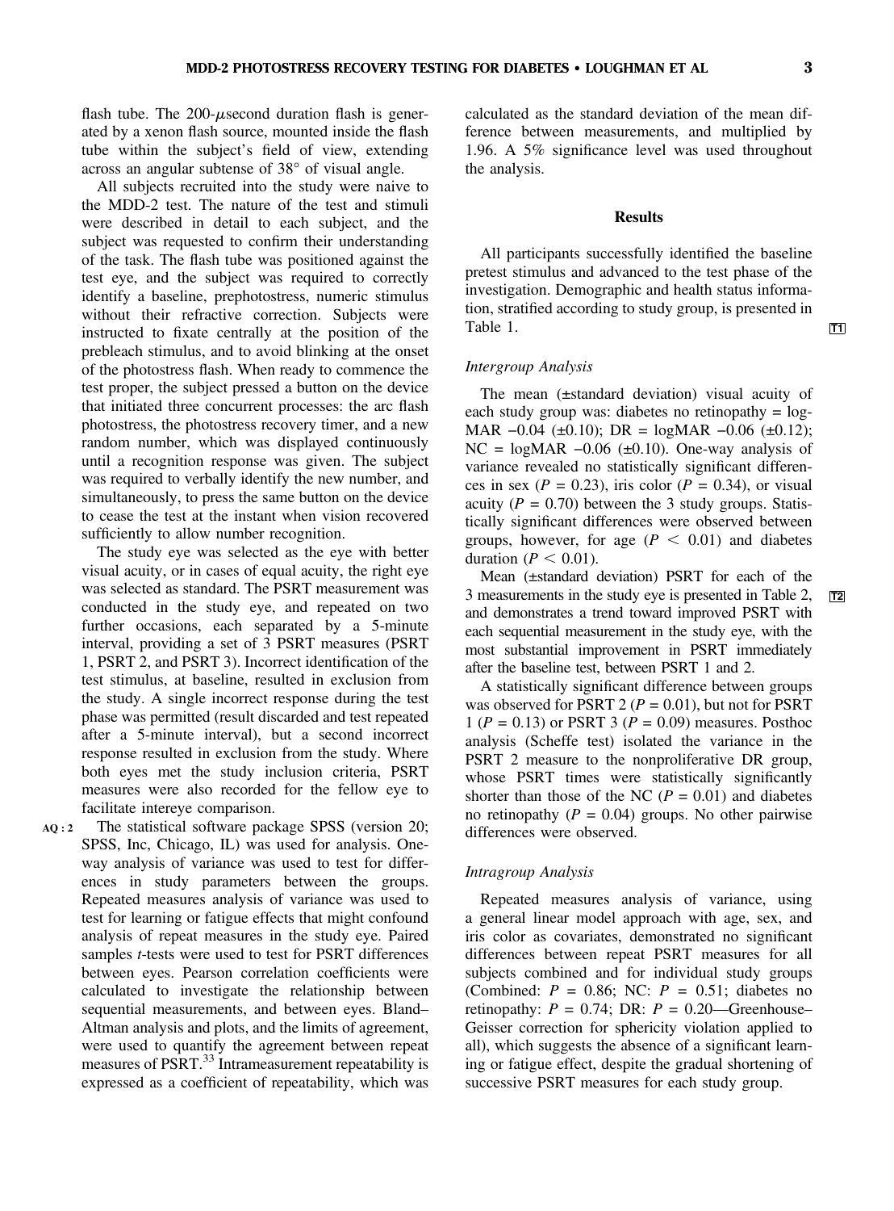flash tube. The 200-μsecond duration flash is generated by a xenon flash source, mounted inside the flash tube within the subject's field of view, extending across an angular subtense of 38° of visual angle.

All subjects recruited into the study were naive to the MDD-2 test. The nature of the test and stimuli were described in detail to each subject, and the subject was requested to confirm their understanding of the task. The flash tube was positioned against the test eye, and the subject was required to correctly identify a baseline, prephotostress, numeric stimulus without their refractive correction. Subjects were instructed to fixate centrally at the position of the prebleach stimulus, and to avoid blinking at the onset of the photostress flash. When ready to commence the test proper, the subject pressed a button on the device that initiated three concurrent processes: the arc flash photostress, the photostress recovery timer, and a new random number, which was displayed continuously until a recognition response was given. The subject was required to verbally identify the new number, and simultaneously, to press the same button on the device to cease the test at the instant when vision recovered sufficiently to allow number recognition.

The study eye was selected as the eye with better visual acuity, or in cases of equal acuity, the right eye was selected as standard. The PSRT measurement was conducted in the study eye, and repeated on two further occasions, each separated by a 5-minute interval, providing a set of 3 PSRT measures (PSRT 1, PSRT 2, and PSRT 3). Incorrect identification of the test stimulus, at baseline, resulted in exclusion from the study. A single incorrect response during the test phase was permitted (result discarded and test repeated after a 5-minute interval), but a second incorrect response resulted in exclusion from the study. Where both eyes met the study inclusion criteria, PSRT measures were also recorded for the fellow eye to facilitate intereye comparison.

The statistical software package SPSS (version 20; SPSS, Inc, Chicago, IL) was used for analysis. One-way analysis of variance was used to test for differences in study parameters between the groups. Repeated measures analysis of variance was used to test for learning or fatigue effects that might confound analysis of repeat measures in the study eye. Paired samples *t*-tests were used to test for PSRT differences between eyes. Pearson correlation coefficients were calculated to investigate the relationship between sequential measurements, and between eyes. Bland–Altman analysis and plots, and the limits of agreement, were used to quantify the agreement between repeat measures of PSRT.[33] Intrameasurement repeatability is expressed as a coefficient of repeatability, which was calculated as the standard deviation of the mean difference between measurements, and multiplied by 1.96. A 5% significance level was used throughout the analysis.

## Results

All participants successfully identified the baseline pretest stimulus and advanced to the test phase of the investigation. Demographic and health status information, stratified according to study group, is presented in Table 1.

### *Intergroup Analysis*

The mean (±standard deviation) visual acuity of each study group was: diabetes no retinopathy = logMAR −0.04 (±0.10); DR = logMAR −0.06 (±0.12); NC = logMAR −0.06 (±0.10). One-way analysis of variance revealed no statistically significant differences in sex ($P$ = 0.23), iris color ($P$ = 0.34), or visual acuity ($P$ = 0.70) between the 3 study groups. Statistically significant differences were observed between groups, however, for age ($P < 0.01$) and diabetes duration ($P < 0.01$).

Mean (±standard deviation) PSRT for each of the 3 measurements in the study eye is presented in Table 2, and demonstrates a trend toward improved PSRT with each sequential measurement in the study eye, with the most substantial improvement in PSRT immediately after the baseline test, between PSRT 1 and 2.

A statistically significant difference between groups was observed for PSRT 2 ($P$ = 0.01), but not for PSRT 1 ($P$ = 0.13) or PSRT 3 ($P$ = 0.09) measures. Posthoc analysis (Scheffe test) isolated the variance in the PSRT 2 measure to the nonproliferative DR group, whose PSRT times were statistically significantly shorter than those of the NC ($P$ = 0.01) and diabetes no retinopathy ($P$ = 0.04) groups. No other pairwise differences were observed.

### *Intragroup Analysis*

Repeated measures analysis of variance, using a general linear model approach with age, sex, and iris color as covariates, demonstrated no significant differences between repeat PSRT measures for all subjects combined and for individual study groups (Combined: $P$ = 0.86; NC: $P$ = 0.51; diabetes no retinopathy: $P$ = 0.74; DR: $P$ = 0.20—Greenhouse–Geisser correction for sphericity violation applied to all), which suggests the absence of a significant learning or fatigue effect, despite the gradual shortening of successive PSRT measures for each study group.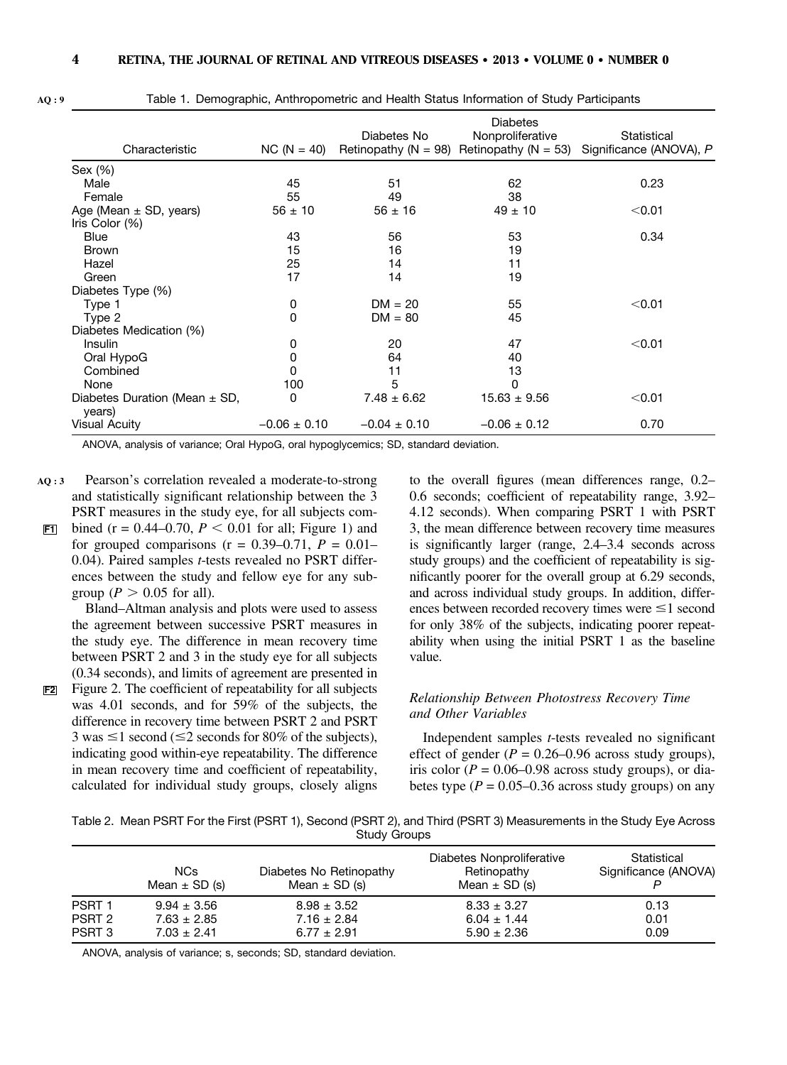Table 1. Demographic, Anthropometric and Health Status Information of Study Participants

| Characteristic | NC (N = 40) | Diabetes No Retinopathy (N = 98) | Diabetes Nonproliferative Retinopathy (N = 53) | Statistical Significance (ANOVA), *P* |
|---|---|---|---|---|
| Sex (%) | | | | |
| Male | 45 | 51 | 62 | 0.23 |
| Female | 55 | 49 | 38 | |
| Age (Mean ± SD, years) | 56 ± 10 | 56 ± 16 | 49 ± 10 | <0.01 |
| Iris Color (%) | | | | |
| Blue | 43 | 56 | 53 | 0.34 |
| Brown | 15 | 16 | 19 | |
| Hazel | 25 | 14 | 11 | |
| Green | 17 | 14 | 19 | |
| Diabetes Type (%) | | | | |
| Type 1 | 0 | DM = 20 | 55 | <0.01 |
| Type 2 | 0 | DM = 80 | 45 | |
| Diabetes Medication (%) | | | | |
| Insulin | 0 | 20 | 47 | <0.01 |
| Oral HypoG | 0 | 64 | 40 | |
| Combined | 0 | 11 | 13 | |
| None | 100 | 5 | 0 | |
| Diabetes Duration (Mean ± SD, years) | 0 | 7.48 ± 6.62 | 15.63 ± 9.56 | <0.01 |
| Visual Acuity | −0.06 ± 0.10 | −0.04 ± 0.10 | −0.06 ± 0.12 | 0.70 |

ANOVA, analysis of variance; Oral HypoG, oral hypoglycemics; SD, standard deviation.

Pearson's correlation revealed a moderate-to-strong and statistically significant relationship between the 3 PSRT measures in the study eye, for all subjects combined ($r = 0.44$–$0.70$, $P < 0.01$ for all; Figure 1) and for grouped comparisons ($r = 0.39$–$0.71$, $P = 0.01$–$0.04$). Paired samples *t*-tests revealed no PSRT differences between the study and fellow eye for any subgroup ($P > 0.05$ for all).

Bland–Altman analysis and plots were used to assess the agreement between successive PSRT measures in the study eye. The difference in mean recovery time between PSRT 2 and 3 in the study eye for all subjects (0.34 seconds), and limits of agreement are presented in Figure 2. The coefficient of repeatability for all subjects was 4.01 seconds, and for 59% of the subjects, the difference in recovery time between PSRT 2 and PSRT 3 was ≤1 second (≤2 seconds for 80% of the subjects), indicating good within-eye repeatability. The difference in mean recovery time and coefficient of repeatability, calculated for individual study groups, closely aligns to the overall figures (mean differences range, 0.2–0.6 seconds; coefficient of repeatability range, 3.92–4.12 seconds). When comparing PSRT 1 with PSRT 3, the mean difference between recovery time measures is significantly larger (range, 2.4–3.4 seconds across study groups) and the coefficient of repeatability is significantly poorer for the overall group at 6.29 seconds, and across individual study groups. In addition, differences between recorded recovery times were ≤1 second for only 38% of the subjects, indicating poorer repeatability when using the initial PSRT 1 as the baseline value.

### *Relationship Between Photostress Recovery Time and Other Variables*

Independent samples *t*-tests revealed no significant effect of gender ($P = 0.26$–$0.96$ across study groups), iris color ($P = 0.06$–$0.98$ across study groups), or diabetes type ($P = 0.05$–$0.36$ across study groups) on any

Table 2. Mean PSRT For the First (PSRT 1), Second (PSRT 2), and Third (PSRT 3) Measurements in the Study Eye Across Study Groups

| | NCs Mean ± SD (s) | Diabetes No Retinopathy Mean ± SD (s) | Diabetes Nonproliferative Retinopathy Mean ± SD (s) | Statistical Significance (ANOVA) *P* |
|---|---|---|---|---|
| PSRT 1 | 9.94 ± 3.56 | 8.98 ± 3.52 | 8.33 ± 3.27 | 0.13 |
| PSRT 2 | 7.63 ± 2.85 | 7.16 ± 2.84 | 6.04 ± 1.44 | 0.01 |
| PSRT 3 | 7.03 ± 2.41 | 6.77 ± 2.91 | 5.90 ± 2.36 | 0.09 |

ANOVA, analysis of variance; s, seconds; SD, standard deviation.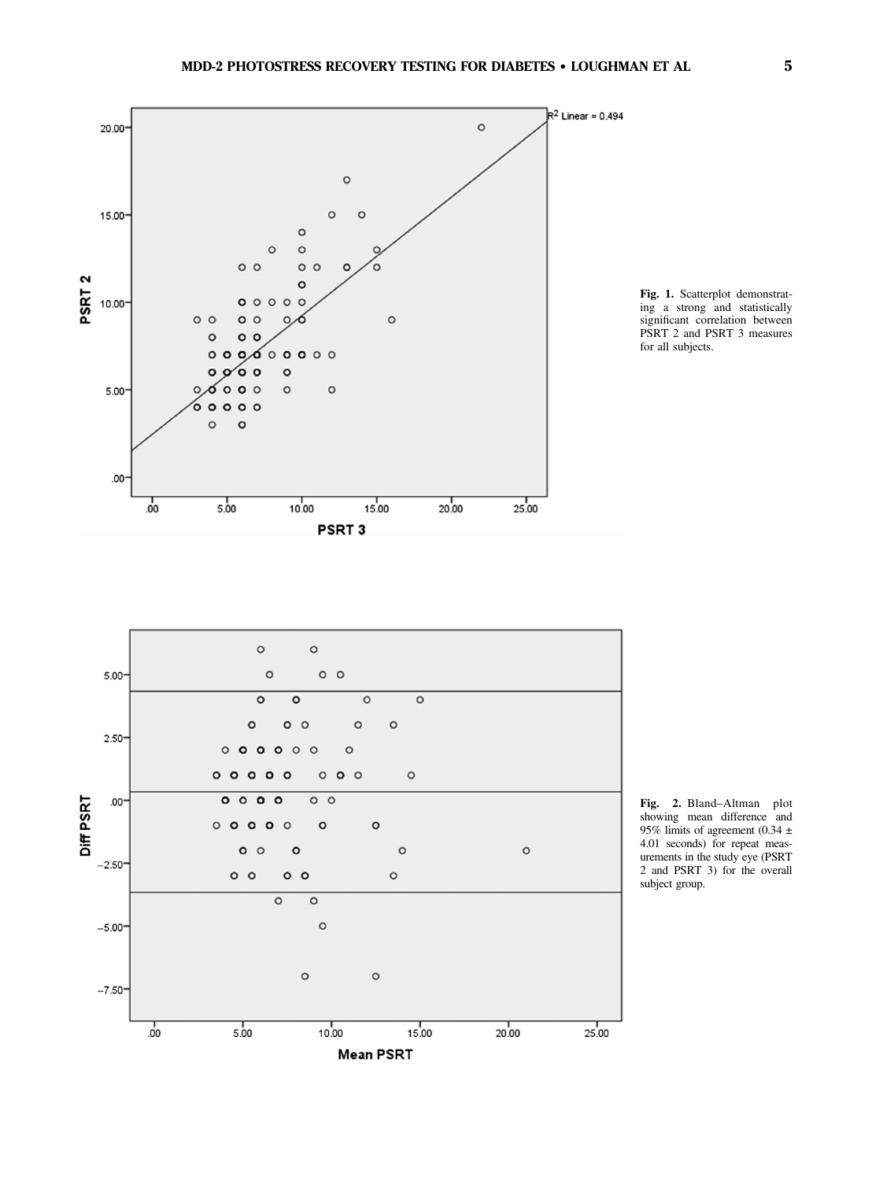**Fig. 1.** Scatterplot demonstrating a strong and statistically significant correlation between PSRT 2 and PSRT 3 measures for all subjects.

**Fig. 2.** Bland–Altman plot showing mean difference and 95% limits of agreement (0.34 ± 4.01 seconds) for repeat measurements in the study eye (PSRT 2 and PSRT 3) for the overall subject group.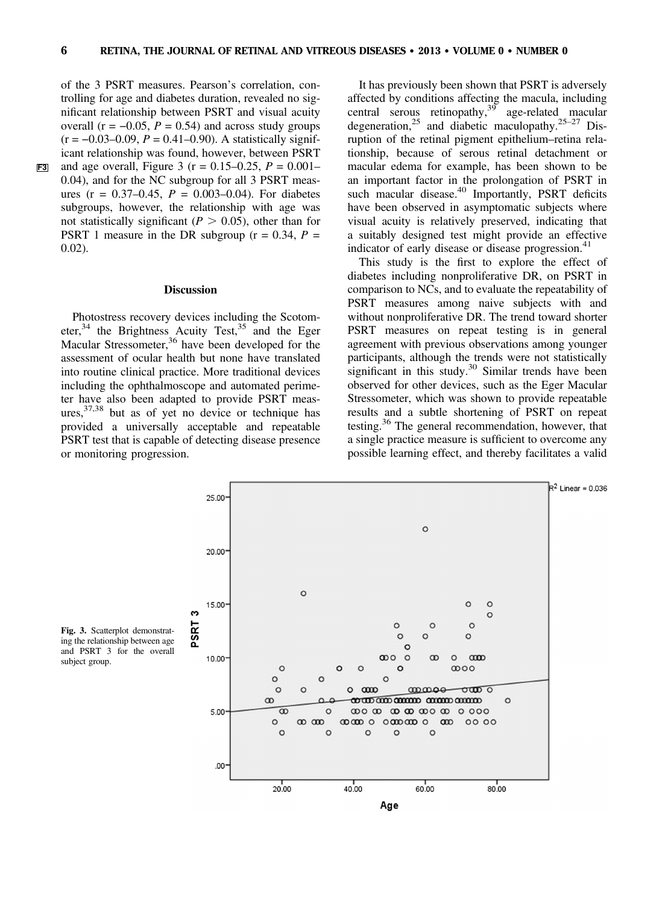of the 3 PSRT measures. Pearson's correlation, controlling for age and diabetes duration, revealed no significant relationship between PSRT and visual acuity overall ($r = -0.05$, $P = 0.54$) and across study groups ($r = -0.03$–$0.09$, $P = 0.41$–$0.90$). A statistically significant relationship was found, however, between PSRT and age overall, Figure 3 ($r = 0.15$–$0.25$, $P = 0.001$–$0.04$), and for the NC subgroup for all 3 PSRT measures ($r = 0.37$–$0.45$, $P = 0.003$–$0.04$). For diabetes subgroups, however, the relationship with age was not statistically significant ($P > 0.05$), other than for PSRT 1 measure in the DR subgroup ($r = 0.34$, $P = 0.02$).

## Discussion

Photostress recovery devices including the Scotometer,[34] the Brightness Acuity Test,[35] and the Eger Macular Stressometer,[36] have been developed for the assessment of ocular health but none have translated into routine clinical practice. More traditional devices including the ophthalmoscope and automated perimeter have also been adapted to provide PSRT measures,[37,38] but as of yet no device or technique has provided a universally acceptable and repeatable PSRT test that is capable of detecting disease presence or monitoring progression.

It has previously been shown that PSRT is adversely affected by conditions affecting the macula, including central serous retinopathy,[39] age-related macular degeneration,[25] and diabetic maculopathy.[25–27] Disruption of the retinal pigment epithelium–retina relationship, because of serous retinal detachment or macular edema for example, has been shown to be an important factor in the prolongation of PSRT in such macular disease.[40] Importantly, PSRT deficits have been observed in asymptomatic subjects where visual acuity is relatively preserved, indicating that a suitably designed test might provide an effective indicator of early disease or disease progression.[41]

This study is the first to explore the effect of diabetes including nonproliferative DR, on PSRT in comparison to NCs, and to evaluate the repeatability of PSRT measures among naive subjects with and without nonproliferative DR. The trend toward shorter PSRT measures on repeat testing is in general agreement with previous observations among younger participants, although the trends were not statistically significant in this study.[30] Similar trends have been observed for other devices, such as the Eger Macular Stressometer, which was shown to provide repeatable results and a subtle shortening of PSRT on repeat testing.[36] The general recommendation, however, that a single practice measure is sufficient to overcome any possible learning effect, and thereby facilitates a valid

**Fig. 3.** Scatterplot demonstrating the relationship between age and PSRT 3 for the overall subject group.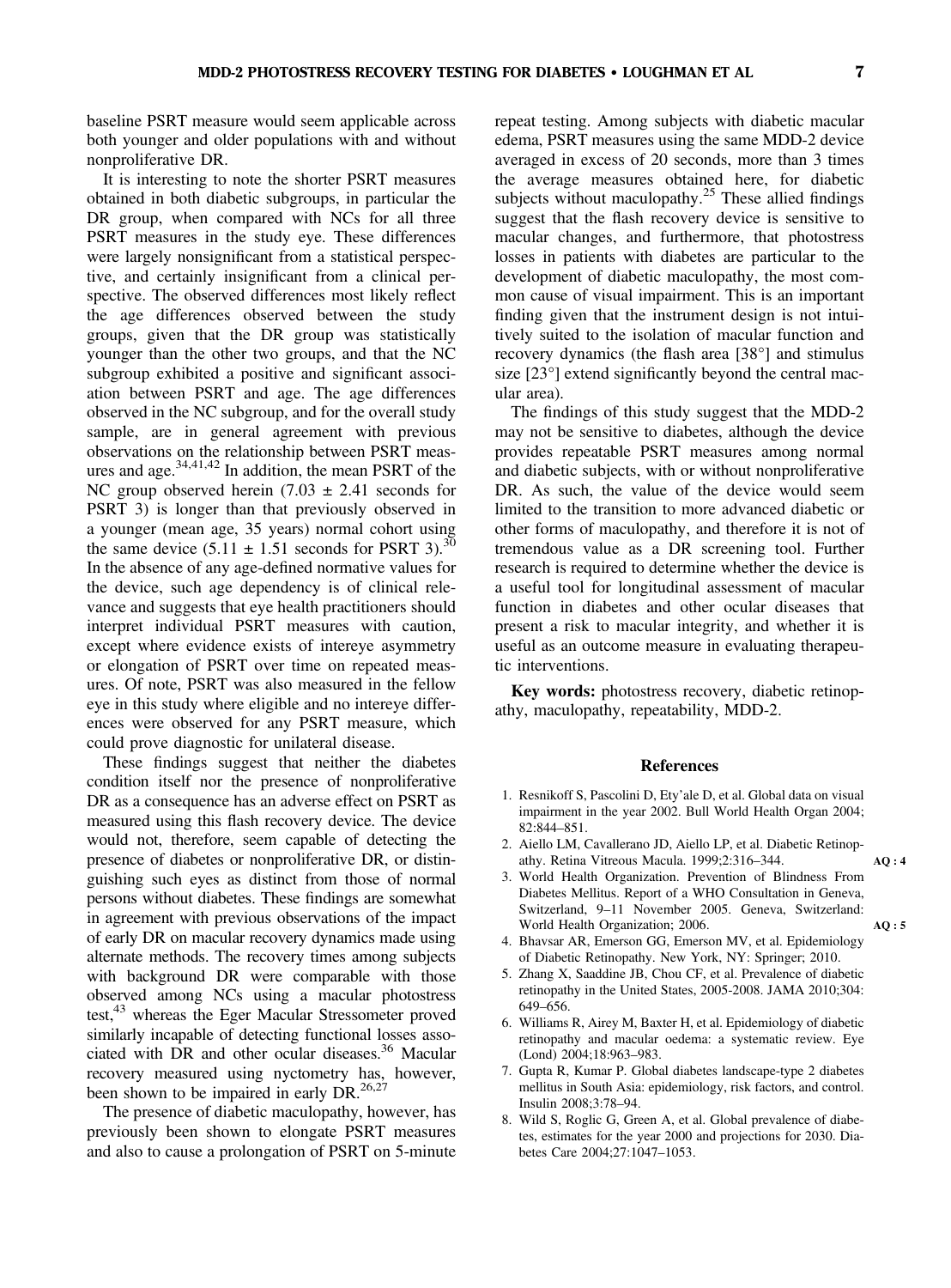baseline PSRT measure would seem applicable across both younger and older populations with and without nonproliferative DR.

It is interesting to note the shorter PSRT measures obtained in both diabetic subgroups, in particular the DR group, when compared with NCs for all three PSRT measures in the study eye. These differences were largely nonsignificant from a statistical perspective, and certainly insignificant from a clinical perspective. The observed differences most likely reflect the age differences observed between the study groups, given that the DR group was statistically younger than the other two groups, and that the NC subgroup exhibited a positive and significant association between PSRT and age. The age differences observed in the NC subgroup, and for the overall study sample, are in general agreement with previous observations on the relationship between PSRT measures and age.[34,41,42] In addition, the mean PSRT of the NC group observed herein (7.03 ± 2.41 seconds for PSRT 3) is longer than that previously observed in a younger (mean age, 35 years) normal cohort using the same device (5.11 ± 1.51 seconds for PSRT 3).[30] In the absence of any age-defined normative values for the device, such age dependency is of clinical relevance and suggests that eye health practitioners should interpret individual PSRT measures with caution, except where evidence exists of intereye asymmetry or elongation of PSRT over time on repeated measures. Of note, PSRT was also measured in the fellow eye in this study where eligible and no intereye differences were observed for any PSRT measure, which could prove diagnostic for unilateral disease.

These findings suggest that neither the diabetes condition itself nor the presence of nonproliferative DR as a consequence has an adverse effect on PSRT as measured using this flash recovery device. The device would not, therefore, seem capable of detecting the presence of diabetes or nonproliferative DR, or distinguishing such eyes as distinct from those of normal persons without diabetes. These findings are somewhat in agreement with previous observations of the impact of early DR on macular recovery dynamics made using alternate methods. The recovery times among subjects with background DR were comparable with those observed among NCs using a macular photostress test,[43] whereas the Eger Macular Stressometer proved similarly incapable of detecting functional losses associated with DR and other ocular diseases.[36] Macular recovery measured using nyctometry has, however, been shown to be impaired in early DR.[26,27]

The presence of diabetic maculopathy, however, has previously been shown to elongate PSRT measures and also to cause a prolongation of PSRT on 5-minute repeat testing. Among subjects with diabetic macular edema, PSRT measures using the same MDD-2 device averaged in excess of 20 seconds, more than 3 times the average measures obtained here, for diabetic subjects without maculopathy.[25] These allied findings suggest that the flash recovery device is sensitive to macular changes, and furthermore, that photostress losses in patients with diabetes are particular to the development of diabetic maculopathy, the most common cause of visual impairment. This is an important finding given that the instrument design is not intuitively suited to the isolation of macular function and recovery dynamics (the flash area [38°] and stimulus size [23°] extend significantly beyond the central macular area).

The findings of this study suggest that the MDD-2 may not be sensitive to diabetes, although the device provides repeatable PSRT measures among normal and diabetic subjects, with or without nonproliferative DR. As such, the value of the device would seem limited to the transition to more advanced diabetic or other forms of maculopathy, and therefore it is not of tremendous value as a DR screening tool. Further research is required to determine whether the device is a useful tool for longitudinal assessment of macular function in diabetes and other ocular diseases that present a risk to macular integrity, and whether it is useful as an outcome measure in evaluating therapeutic interventions.

**Key words:** photostress recovery, diabetic retinopathy, maculopathy, repeatability, MDD-2.

## References

1. Resnikoff S, Pascolini D, Ety'ale D, et al. Global data on visual impairment in the year 2002. Bull World Health Organ 2004; 82:844–851.
2. Aiello LM, Cavallerano JD, Aiello LP, et al. Diabetic Retinopathy. Retina Vitreous Macula. 1999;2:316–344. AQ : 4
3. World Health Organization. Prevention of Blindness From Diabetes Mellitus. Report of a WHO Consultation in Geneva, Switzerland, 9–11 November 2005. Geneva, Switzerland: World Health Organization; 2006. AQ : 5
4. Bhavsar AR, Emerson GG, Emerson MV, et al. Epidemiology of Diabetic Retinopathy. New York, NY: Springer; 2010.
5. Zhang X, Saaddine JB, Chou CF, et al. Prevalence of diabetic retinopathy in the United States, 2005-2008. JAMA 2010;304: 649–656.
6. Williams R, Airey M, Baxter H, et al. Epidemiology of diabetic retinopathy and macular oedema: a systematic review. Eye (Lond) 2004;18:963–983.
7. Gupta R, Kumar P. Global diabetes landscape-type 2 diabetes mellitus in South Asia: epidemiology, risk factors, and control. Insulin 2008;3:78–94.
8. Wild S, Roglic G, Green A, et al. Global prevalence of diabetes, estimates for the year 2000 and projections for 2030. Diabetes Care 2004;27:1047–1053.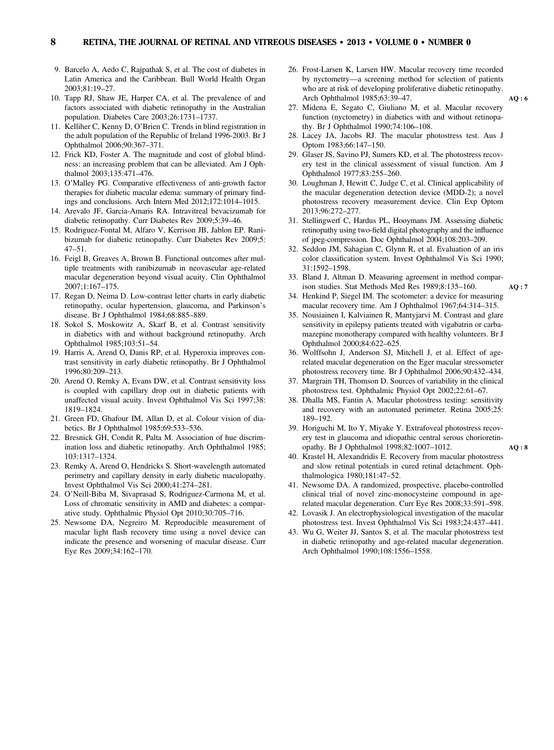9. Barcelo A, Aedo C, Rajpathak S, et al. The cost of diabetes in Latin America and the Caribbean. Bull World Health Organ 2003;81:19–27.
10. Tapp RJ, Shaw JE, Harper CA, et al. The prevalence of and factors associated with diabetic retinopathy in the Australian population. Diabetes Care 2003;26:1731–1737.
11. Kelliher C, Kenny D, O'Brien C. Trends in blind registration in the adult population of the Republic of Ireland 1996-2003. Br J Ophthalmol 2006;90:367–371.
12. Frick KD, Foster A. The magnitude and cost of global blindness: an increasing problem that can be alleviated. Am J Ophthalmol 2003;135:471–476.
13. O'Malley PG. Comparative effectiveness of anti-growth factor therapies for diabetic macular edema: summary of primary findings and conclusions. Arch Intern Med 2012;172:1014–1015.
14. Arevalo JF, Garcia-Amaris RA. Intravitreal bevacizumab for diabetic retinopathy. Curr Diabetes Rev 2009;5:39–46.
15. Rodriguez-Fontal M, Alfaro V, Kerrison JB, Jablon EP. Ranibizumab for diabetic retinopathy. Curr Diabetes Rev 2009;5: 47–51.
16. Feigl B, Greaves A, Brown B. Functional outcomes after multiple treatments with ranibizumab in neovascular age-related macular degeneration beyond visual acuity. Clin Ophthalmol 2007;1:167–175.
17. Regan D, Neima D. Low-contrast letter charts in early diabetic retinopathy, ocular hypertension, glaucoma, and Parkinson's disease. Br J Ophthalmol 1984;68:885–889.
18. Sokol S, Moskowitz A, Skarf B, et al. Contrast sensitivity in diabetics with and without background retinopathy. Arch Ophthalmol 1985;103:51–54.
19. Harris A, Arend O, Danis RP, et al. Hyperoxia improves contrast sensitivity in early diabetic retinopathy. Br J Ophthalmol 1996;80:209–213.
20. Arend O, Remky A, Evans DW, et al. Contrast sensitivity loss is coupled with capillary drop out in diabetic patients with unaffected visual acuity. Invest Ophthalmol Vis Sci 1997;38: 1819–1824.
21. Green FD, Ghafour IM, Allan D, et al. Colour vision of diabetics. Br J Ophthalmol 1985;69:533–536.
22. Bresnick GH, Condit R, Palta M. Association of hue discrimination loss and diabetic retinopathy. Arch Ophthalmol 1985; 103:1317–1324.
23. Remky A, Arend O, Hendricks S. Short-wavelength automated perimetry and capillary density in early diabetic maculopathy. Invest Ophthalmol Vis Sci 2000;41:274–281.
24. O'Neill-Biba M, Sivaprasad S, Rodriguez-Carmona M, et al. Loss of chromatic sensitivity in AMD and diabetes: a comparative study. Ophthalmic Physiol Opt 2010;30:705–716.
25. Newsome DA, Negreiro M. Reproducible measurement of macular light flash recovery time using a novel device can indicate the presence and worsening of macular disease. Curr Eye Res 2009;34:162–170.
26. Frost-Larsen K, Larsen HW. Macular recovery time recorded by nyctometry—a screening method for selection of patients who are at risk of developing proliferative diabetic retinopathy. Arch Ophthalmol 1985;63:39–47. AQ : 6
27. Midena E, Segato C, Giuliano M, et al. Macular recovery function (nyctometry) in diabetics with and without retinopathy. Br J Ophthalmol 1990;74:106–108.
28. Lacey JA, Jacobs RJ. The macular photostress test. Aus J Optom 1983;66:147–150.
29. Glaser JS, Savino PJ, Sumers KD, et al. The photostress recovery test in the clinical assessment of visual function. Am J Ophthalmol 1977;83:255–260.
30. Loughman J, Hewitt C, Judge C, et al. Clinical applicability of the macular degeneration detection device (MDD-2); a novel photostress recovery measurement device. Clin Exp Optom 2013;96:272–277.
31. Stellingwerf C, Hardus PL, Hooymans JM. Assessing diabetic retinopathy using two-field digital photography and the influence of jpeg-compression. Doc Ophthalmol 2004;108:203–209.
32. Seddon JM, Sahagian C, Glynn R, et al. Evaluation of an iris color classification system. Invest Ophthalmol Vis Sci 1990; 31:1592–1598.
33. Bland J, Altman D. Measuring agreement in method comparison studies. Stat Methods Med Res 1989;8:135–160. AQ : 7
34. Henkind P, Siegel IM. The scotometer: a device for measuring macular recovery time. Am J Ophthalmol 1967;64:314–315.
35. Nousiainen I, Kalviainen R, Mantyjarvi M. Contrast and glare sensitivity in epilepsy patients treated with vigabatrin or carbamazepine monotherapy compared with healthy volunteers. Br J Ophthalmol 2000;84:622–625.
36. Wolffsohn J, Anderson SJ, Mitchell J, et al. Effect of age-related macular degeneration on the Eger macular stressometer photostress recovery time. Br J Ophthalmol 2006;90:432–434.
37. Margrain TH, Thomson D. Sources of variability in the clinical photostress test. Ophthalmic Physiol Opt 2002;22:61–67.
38. Dhalla MS, Fantin A. Macular photostress testing: sensitivity and recovery with an automated perimeter. Retina 2005;25: 189–192.
39. Horiguchi M, Ito Y, Miyake Y. Extrafoveal photostress recovery test in glaucoma and idiopathic central serous chorioretinopathy. Br J Ophthalmol 1998;82:1007–1012. AQ : 8
40. Krastel H, Alexandridis E. Recovery from macular photostress and slow retinal potentials in cured retinal detachment. Ophthalmologica 1980;181:47–52.
41. Newsome DA. A randomized, prospective, placebo-controlled clinical trial of novel zinc-monocysteine compound in age-related macular degeneration. Curr Eye Res 2008;33:591–598.
42. Lovasik J. An electrophysiological investigation of the macular photostress test. Invest Ophthalmol Vis Sci 1983;24:437–441.
43. Wu G, Weiter JJ, Santos S, et al. The macular photostress test in diabetic retinopathy and age-related macular degeneration. Arch Ophthalmol 1990;108:1556–1558.